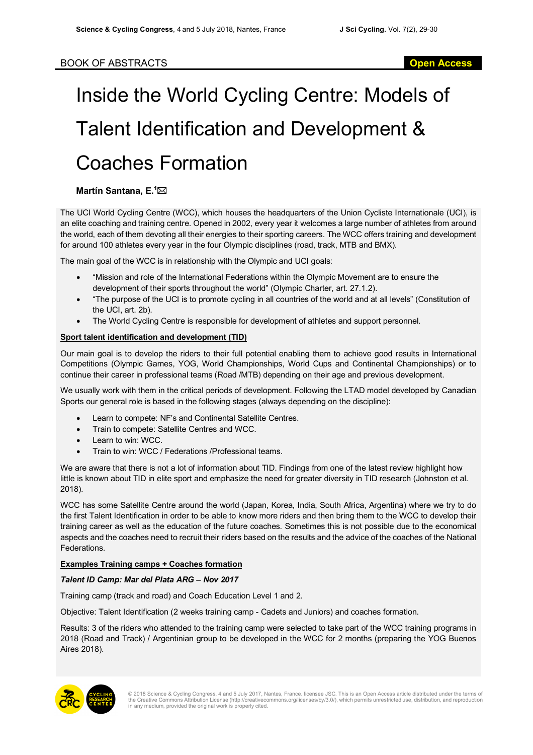BOOK OF ABSTRACTS

Open Access

# Inside the World Cycling Centre: Models of Talent Identification and Development & Coaches Formation

**Martín Santana, E.**[1]✉

The UCI World Cycling Centre (WCC), which houses the headquarters of the Union Cycliste Internationale (UCI), is an elite coaching and training centre. Opened in 2002, every year it welcomes a large number of athletes from around the world, each of them devoting all their energies to their sporting careers. The WCC offers training and development for around 100 athletes every year in the four Olympic disciplines (road, track, MTB and BMX).

The main goal of the WCC is in relationship with the Olympic and UCI goals:

- "Mission and role of the International Federations within the Olympic Movement are to ensure the development of their sports throughout the world" (Olympic Charter, art. 27.1.2).
- "The purpose of the UCI is to promote cycling in all countries of the world and at all levels" (Constitution of the UCI, art. 2b).
- The World Cycling Centre is responsible for development of athletes and support personnel.

**Sport talent identification and development (TID)**

Our main goal is to develop the riders to their full potential enabling them to achieve good results in International Competitions (Olympic Games, YOG, World Championships, World Cups and Continental Championships) or to continue their career in professional teams (Road /MTB) depending on their age and previous development.

We usually work with them in the critical periods of development. Following the LTAD model developed by Canadian Sports our general role is based in the following stages (always depending on the discipline):

- Learn to compete: NF's and Continental Satellite Centres.
- Train to compete: Satellite Centres and WCC.
- Learn to win: WCC.
- Train to win: WCC / Federations /Professional teams.

We are aware that there is not a lot of information about TID. Findings from one of the latest review highlight how little is known about TID in elite sport and emphasize the need for greater diversity in TID research (Johnston et al. 2018).

WCC has some Satellite Centre around the world (Japan, Korea, India, South Africa, Argentina) where we try to do the first Talent Identification in order to be able to know more riders and then bring them to the WCC to develop their training career as well as the education of the future coaches. Sometimes this is not possible due to the economical aspects and the coaches need to recruit their riders based on the results and the advice of the coaches of the National Federations.

**Examples Training camps + Coaches formation**

***Talent ID Camp: Mar del Plata ARG – Nov 2017***

Training camp (track and road) and Coach Education Level 1 and 2.

Objective: Talent Identification (2 weeks training camp - Cadets and Juniors) and coaches formation.

Results: 3 of the riders who attended to the training camp were selected to take part of the WCC training programs in 2018 (Road and Track) / Argentinian group to be developed in the WCC for 2 months (preparing the YOG Buenos Aires 2018).

© 2018 Science & Cycling Congress, 4 and 5 July 2017, Nantes, France. licensee JSC. This is an Open Access article distributed under the terms of the Creative Commons Attribution License (http://creativecommons.org/licenses/by/3.0/), which permits unrestricted use, distribution, and reproduction in any medium, provided the original work is properly cited.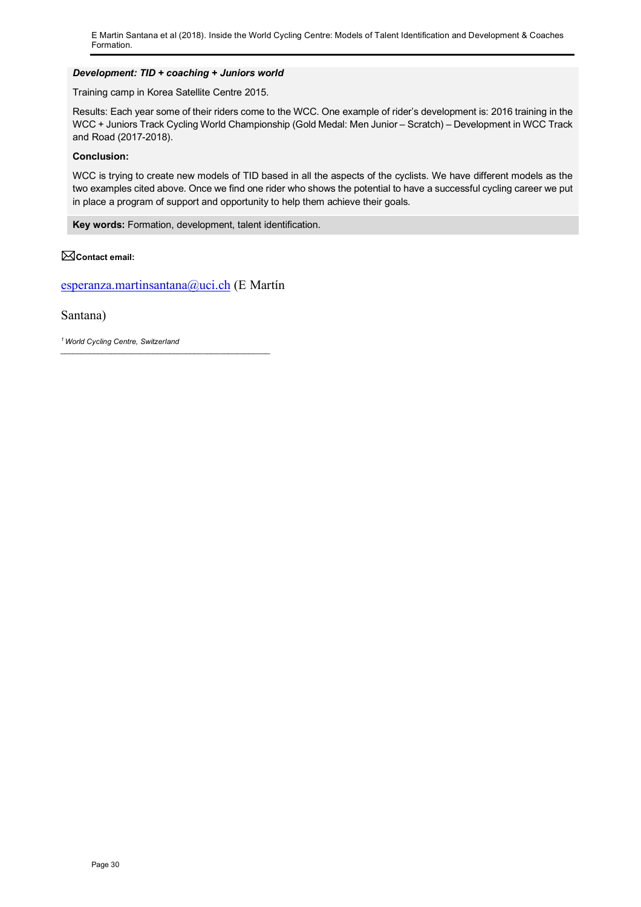***Development: TID + coaching + Juniors world***

Training camp in Korea Satellite Centre 2015.

Results: Each year some of their riders come to the WCC. One example of rider's development is: 2016 training in the WCC + Juniors Track Cycling World Championship (Gold Medal: Men Junior – Scratch) – Development in WCC Track and Road (2017-2018).

**Conclusion:**

WCC is trying to create new models of TID based in all the aspects of the cyclists. We have different models as the two examples cited above. Once we find one rider who shows the potential to have a successful cycling career we put in place a program of support and opportunity to help them achieve their goals.

**Key words:** Formation, development, talent identification.

**Contact email:**

esperanza.martinsantana@uci.ch (E Martín Santana)

[1] *World Cycling Centre, Switzerland*